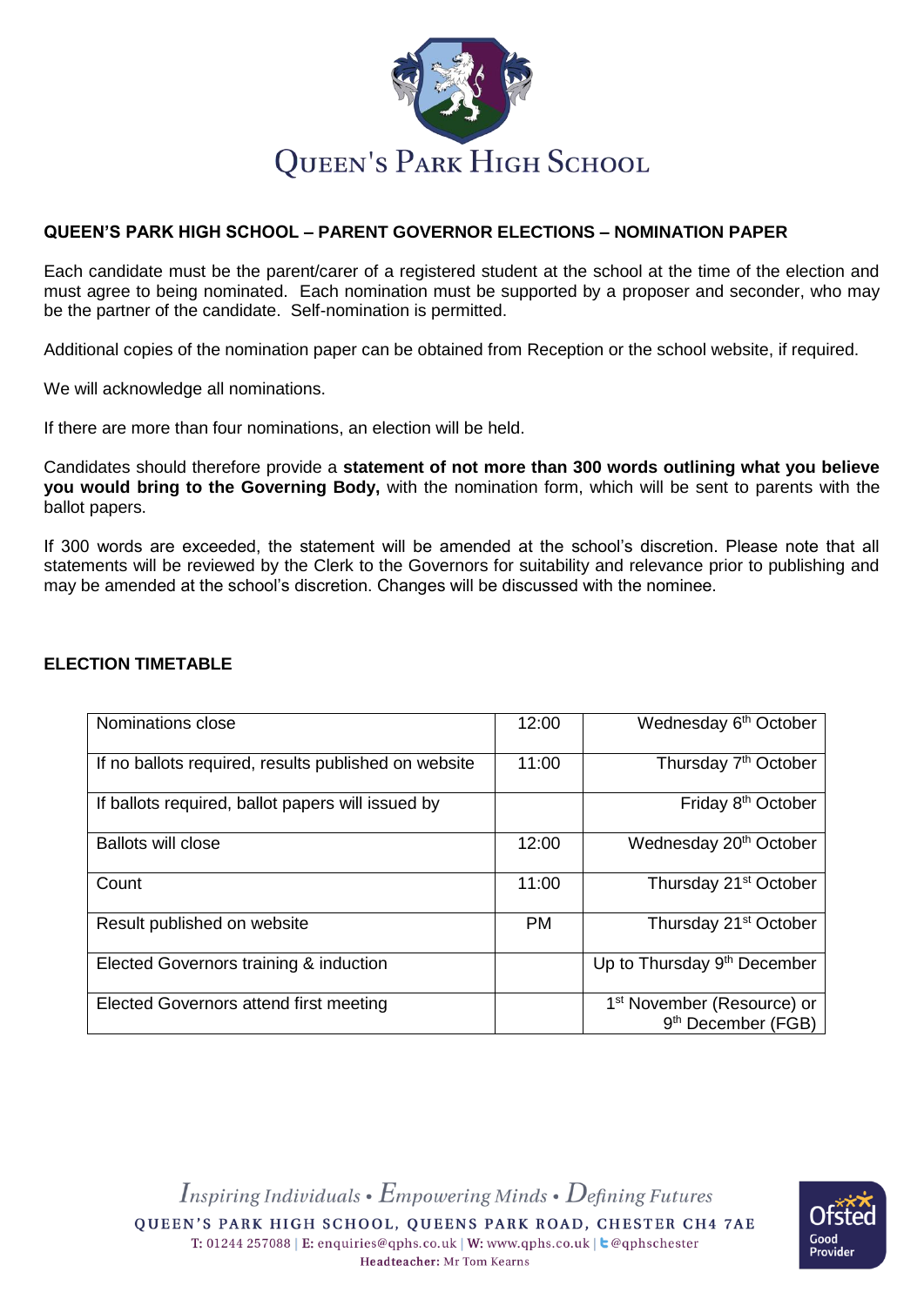# QUEEN'S PARK HIGH SCHOOL

## QUEEN'S PARK HIGH SCHOOL – PARENT GOVERNOR ELECTIONS – NOMINATION PAPER

Each candidate must be the parent/carer of a registered student at the school at the time of the election and must agree to being nominated. Each nomination must be supported by a proposer and seconder, who may be the partner of the candidate. Self-nomination is permitted.

Additional copies of the nomination paper can be obtained from Reception or the school website, if required.

We will acknowledge all nominations.

If there are more than four nominations, an election will be held.

Candidates should therefore provide a **statement of not more than 300 words outlining what you believe you would bring to the Governing Body,** with the nomination form, which will be sent to parents with the ballot papers.

If 300 words are exceeded, the statement will be amended at the school's discretion. Please note that all statements will be reviewed by the Clerk to the Governors for suitability and relevance prior to publishing and may be amended at the school's discretion. Changes will be discussed with the nominee.

## ELECTION TIMETABLE

| | | |
|---|---|---|
| Nominations close | 12:00 | Wednesday 6th October |
| If no ballots required, results published on website | 11:00 | Thursday 7th October |
| If ballots required, ballot papers will issued by | | Friday 8th October |
| Ballots will close | 12:00 | Wednesday 20th October |
| Count | 11:00 | Thursday 21st October |
| Result published on website | PM | Thursday 21st October |
| Elected Governors training & induction | | Up to Thursday 9th December |
| Elected Governors attend first meeting | | 1st November (Resource) or 9th December (FGB) |

*Inspiring Individuals • Empowering Minds • Defining Futures*

QUEEN'S PARK HIGH SCHOOL, QUEENS PARK ROAD, CHESTER CH4 7AE

T: 01244 257088 | E: enquiries@qphs.co.uk | W: www.qphs.co.uk | @qphschester

Headteacher: Mr Tom Kearns

Ofsted Good Provider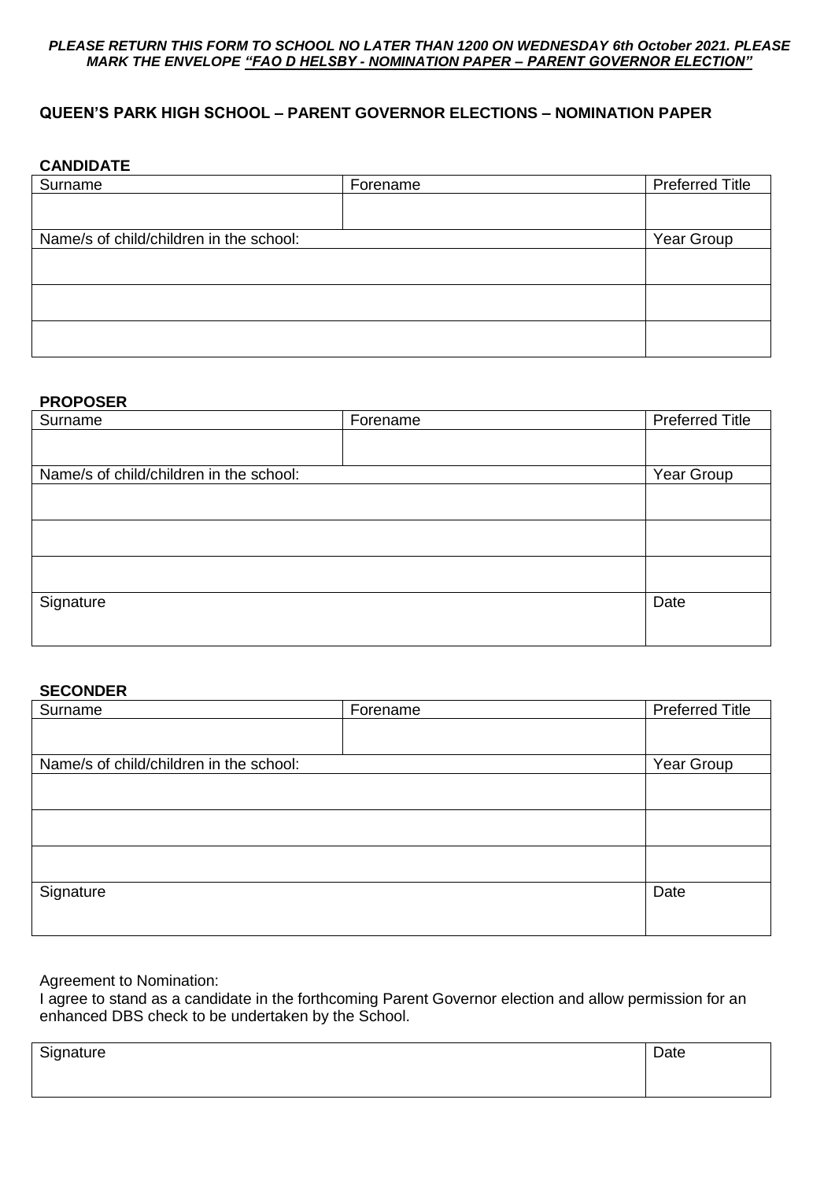***PLEASE RETURN THIS FORM TO SCHOOL NO LATER THAN 1200 ON WEDNESDAY 6th October 2021. PLEASE MARK THE ENVELOPE "FAO D HELSBY - NOMINATION PAPER – PARENT GOVERNOR ELECTION"***

**QUEEN'S PARK HIGH SCHOOL – PARENT GOVERNOR ELECTIONS – NOMINATION PAPER**

**CANDIDATE**

| Surname | Forename | Preferred Title |
|---|---|---|
| | | |
| Name/s of child/children in the school: | | Year Group |
| | | |
| | | |
| | | |

**PROPOSER**

| Surname | Forename | Preferred Title |
|---|---|---|
| | | |
| Name/s of child/children in the school: | | Year Group |
| | | |
| | | |
| | | |
| Signature | | Date |

**SECONDER**

| Surname | Forename | Preferred Title |
|---|---|---|
| | | |
| Name/s of child/children in the school: | | Year Group |
| | | |
| | | |
| | | |
| Signature | | Date |

Agreement to Nomination:
I agree to stand as a candidate in the forthcoming Parent Governor election and allow permission for an enhanced DBS check to be undertaken by the School.

| Signature | Date |
|---|---|
| | |